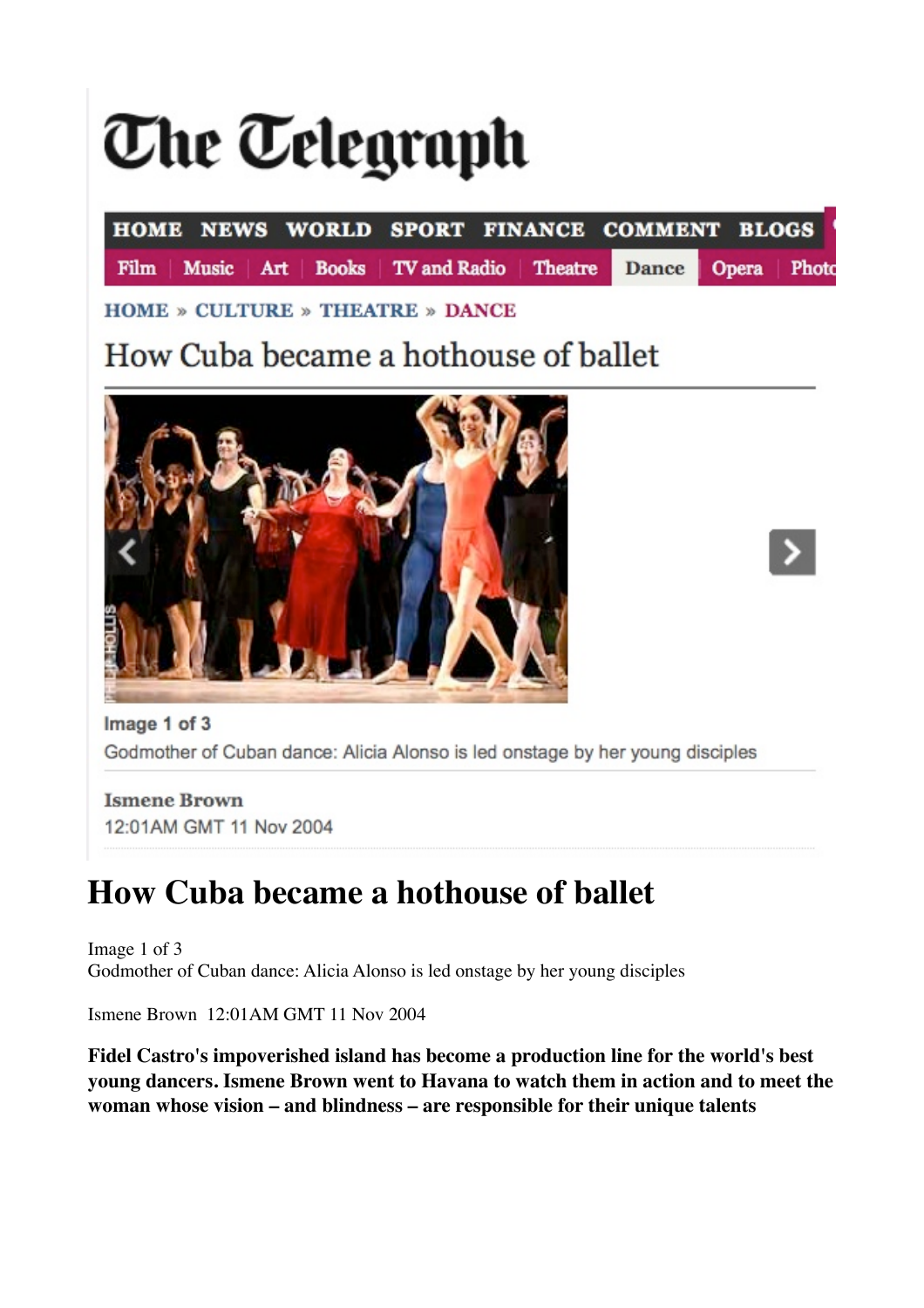# How Cuba became a hothouse of ballet

Image 1 of 3
Godmother of Cuban dance: Alicia Alonso is led onstage by her young disciples

Ismene Brown 12:01AM GMT 11 Nov 2004

**Fidel Castro's impoverished island has become a production line for the world's best young dancers. Ismene Brown went to Havana to watch them in action and to meet the woman whose vision – and blindness – are responsible for their unique talents**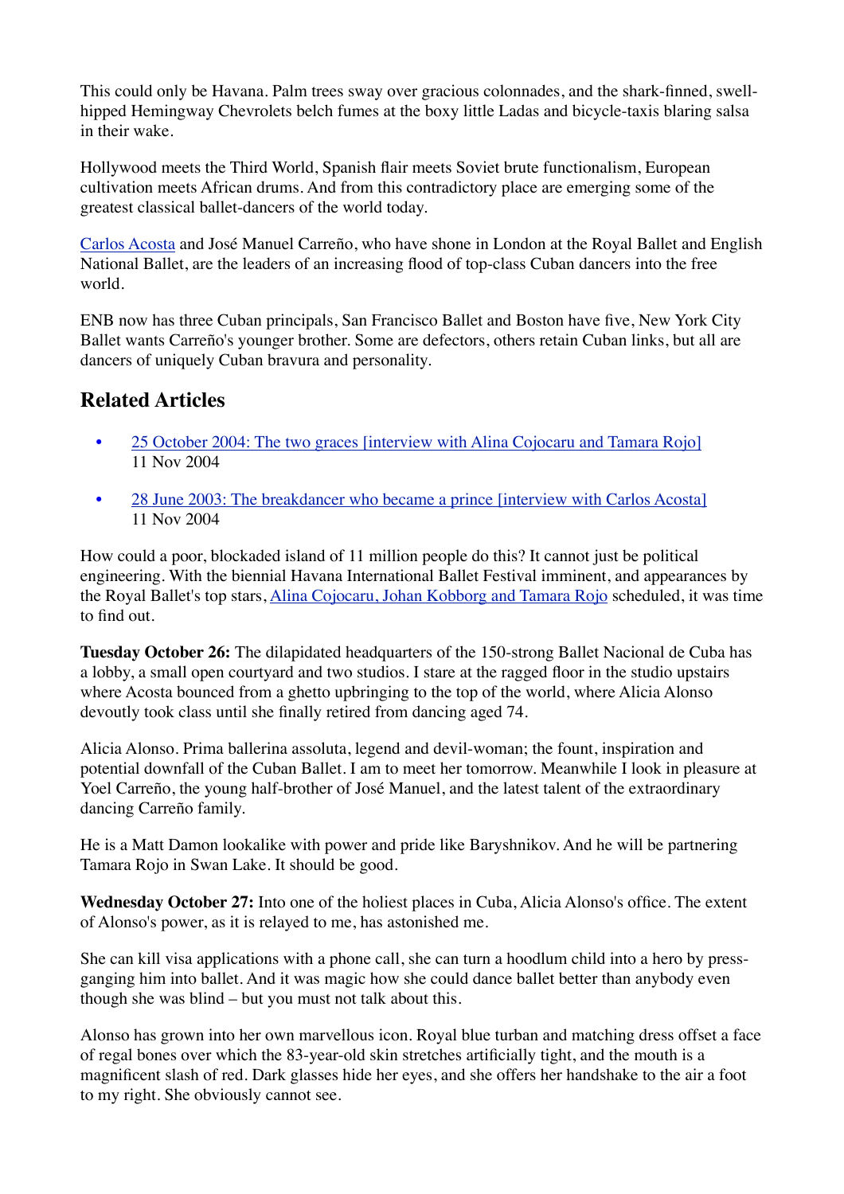This could only be Havana. Palm trees sway over gracious colonnades, and the shark-finned, swell-hipped Hemingway Chevrolets belch fumes at the boxy little Ladas and bicycle-taxis blaring salsa in their wake.

Hollywood meets the Third World, Spanish flair meets Soviet brute functionalism, European cultivation meets African drums. And from this contradictory place are emerging some of the greatest classical ballet-dancers of the world today.

[Carlos Acosta](#) and José Manuel Carreño, who have shone in London at the Royal Ballet and English National Ballet, are the leaders of an increasing flood of top-class Cuban dancers into the free world.

ENB now has three Cuban principals, San Francisco Ballet and Boston have five, New York City Ballet wants Carreño's younger brother. Some are defectors, others retain Cuban links, but all are dancers of uniquely Cuban bravura and personality.

## Related Articles

- [25 October 2004: The two graces [interview with Alina Cojocaru and Tamara Rojo]](#)
  11 Nov 2004
- [28 June 2003: The breakdancer who became a prince [interview with Carlos Acosta]](#)
  11 Nov 2004

How could a poor, blockaded island of 11 million people do this? It cannot just be political engineering. With the biennial Havana International Ballet Festival imminent, and appearances by the Royal Ballet's top stars, [Alina Cojocaru, Johan Kobborg and Tamara Rojo](#) scheduled, it was time to find out.

**Tuesday October 26:** The dilapidated headquarters of the 150-strong Ballet Nacional de Cuba has a lobby, a small open courtyard and two studios. I stare at the ragged floor in the studio upstairs where Acosta bounced from a ghetto upbringing to the top of the world, where Alicia Alonso devoutly took class until she finally retired from dancing aged 74.

Alicia Alonso. Prima ballerina assoluta, legend and devil-woman; the fount, inspiration and potential downfall of the Cuban Ballet. I am to meet her tomorrow. Meanwhile I look in pleasure at Yoel Carreño, the young half-brother of José Manuel, and the latest talent of the extraordinary dancing Carreño family.

He is a Matt Damon lookalike with power and pride like Baryshnikov. And he will be partnering Tamara Rojo in Swan Lake. It should be good.

**Wednesday October 27:** Into one of the holiest places in Cuba, Alicia Alonso's office. The extent of Alonso's power, as it is relayed to me, has astonished me.

She can kill visa applications with a phone call, she can turn a hoodlum child into a hero by press-ganging him into ballet. And it was magic how she could dance ballet better than anybody even though she was blind – but you must not talk about this.

Alonso has grown into her own marvellous icon. Royal blue turban and matching dress offset a face of regal bones over which the 83-year-old skin stretches artificially tight, and the mouth is a magnificent slash of red. Dark glasses hide her eyes, and she offers her handshake to the air a foot to my right. She obviously cannot see.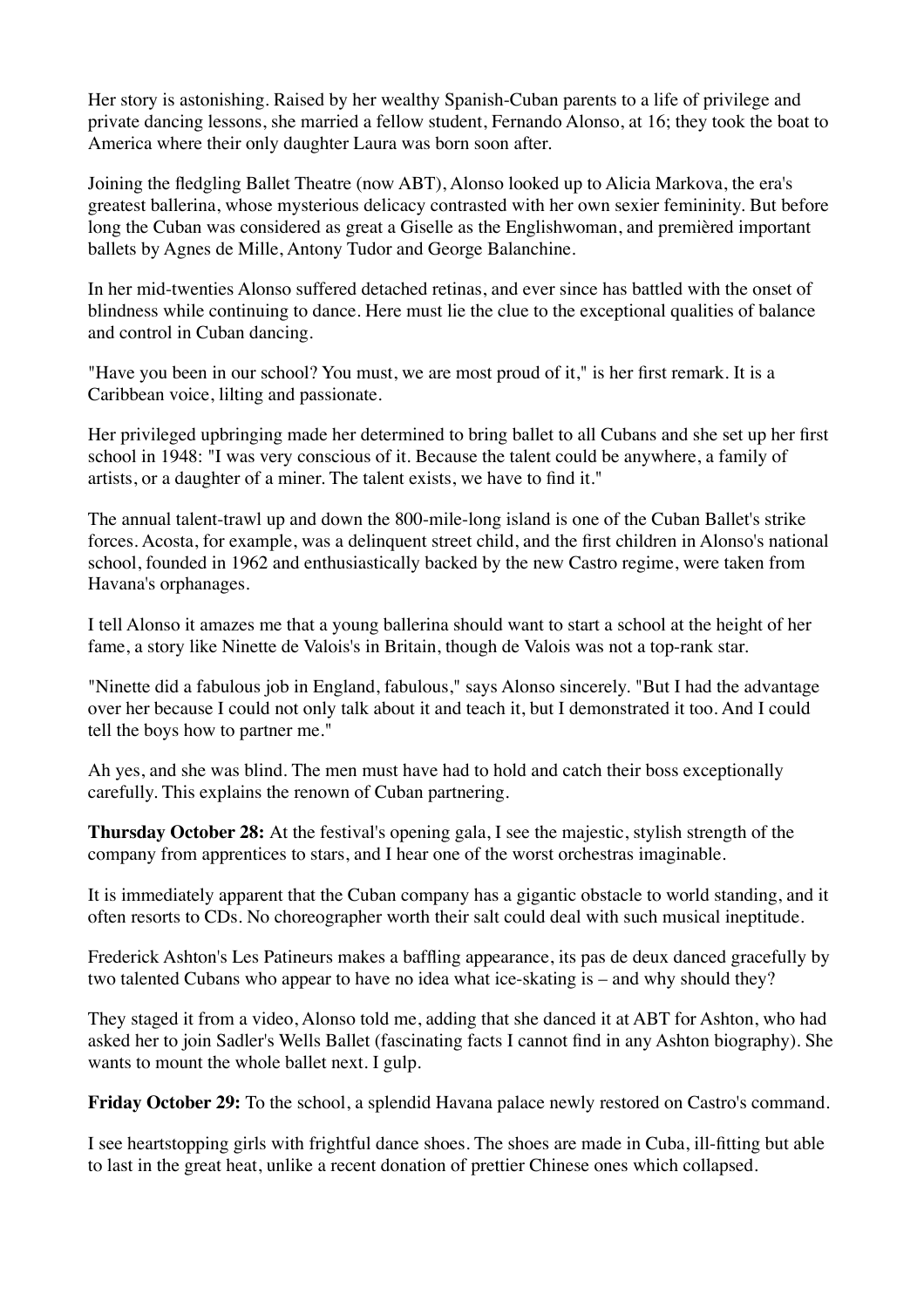Her story is astonishing. Raised by her wealthy Spanish-Cuban parents to a life of privilege and private dancing lessons, she married a fellow student, Fernando Alonso, at 16; they took the boat to America where their only daughter Laura was born soon after.

Joining the fledgling Ballet Theatre (now ABT), Alonso looked up to Alicia Markova, the era's greatest ballerina, whose mysterious delicacy contrasted with her own sexier femininity. But before long the Cuban was considered as great a Giselle as the Englishwoman, and premièred important ballets by Agnes de Mille, Antony Tudor and George Balanchine.

In her mid-twenties Alonso suffered detached retinas, and ever since has battled with the onset of blindness while continuing to dance. Here must lie the clue to the exceptional qualities of balance and control in Cuban dancing.

"Have you been in our school? You must, we are most proud of it," is her first remark. It is a Caribbean voice, lilting and passionate.

Her privileged upbringing made her determined to bring ballet to all Cubans and she set up her first school in 1948: "I was very conscious of it. Because the talent could be anywhere, a family of artists, or a daughter of a miner. The talent exists, we have to find it."

The annual talent-trawl up and down the 800-mile-long island is one of the Cuban Ballet's strike forces. Acosta, for example, was a delinquent street child, and the first children in Alonso's national school, founded in 1962 and enthusiastically backed by the new Castro regime, were taken from Havana's orphanages.

I tell Alonso it amazes me that a young ballerina should want to start a school at the height of her fame, a story like Ninette de Valois's in Britain, though de Valois was not a top-rank star.

"Ninette did a fabulous job in England, fabulous," says Alonso sincerely. "But I had the advantage over her because I could not only talk about it and teach it, but I demonstrated it too. And I could tell the boys how to partner me."

Ah yes, and she was blind. The men must have had to hold and catch their boss exceptionally carefully. This explains the renown of Cuban partnering.

**Thursday October 28:** At the festival's opening gala, I see the majestic, stylish strength of the company from apprentices to stars, and I hear one of the worst orchestras imaginable.

It is immediately apparent that the Cuban company has a gigantic obstacle to world standing, and it often resorts to CDs. No choreographer worth their salt could deal with such musical ineptitude.

Frederick Ashton's Les Patineurs makes a baffling appearance, its pas de deux danced gracefully by two talented Cubans who appear to have no idea what ice-skating is – and why should they?

They staged it from a video, Alonso told me, adding that she danced it at ABT for Ashton, who had asked her to join Sadler's Wells Ballet (fascinating facts I cannot find in any Ashton biography). She wants to mount the whole ballet next. I gulp.

**Friday October 29:** To the school, a splendid Havana palace newly restored on Castro's command.

I see heartstopping girls with frightful dance shoes. The shoes are made in Cuba, ill-fitting but able to last in the great heat, unlike a recent donation of prettier Chinese ones which collapsed.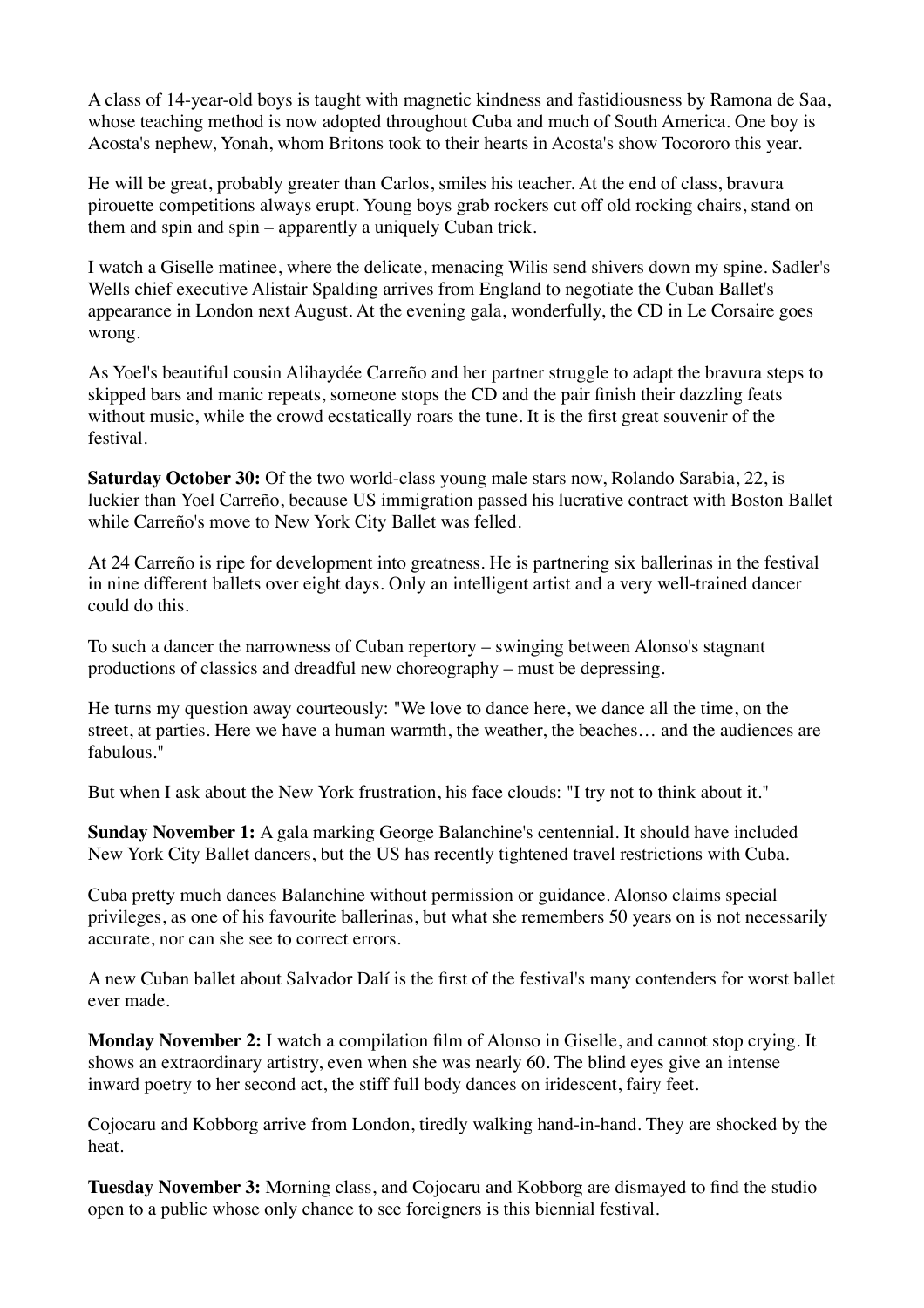A class of 14-year-old boys is taught with magnetic kindness and fastidiousness by Ramona de Saa, whose teaching method is now adopted throughout Cuba and much of South America. One boy is Acosta's nephew, Yonah, whom Britons took to their hearts in Acosta's show Tocororo this year.

He will be great, probably greater than Carlos, smiles his teacher. At the end of class, bravura pirouette competitions always erupt. Young boys grab rockers cut off old rocking chairs, stand on them and spin and spin – apparently a uniquely Cuban trick.

I watch a Giselle matinee, where the delicate, menacing Wilis send shivers down my spine. Sadler's Wells chief executive Alistair Spalding arrives from England to negotiate the Cuban Ballet's appearance in London next August. At the evening gala, wonderfully, the CD in Le Corsaire goes wrong.

As Yoel's beautiful cousin Alihaydée Carreño and her partner struggle to adapt the bravura steps to skipped bars and manic repeats, someone stops the CD and the pair finish their dazzling feats without music, while the crowd ecstatically roars the tune. It is the first great souvenir of the festival.

**Saturday October 30:** Of the two world-class young male stars now, Rolando Sarabia, 22, is luckier than Yoel Carreño, because US immigration passed his lucrative contract with Boston Ballet while Carreño's move to New York City Ballet was felled.

At 24 Carreño is ripe for development into greatness. He is partnering six ballerinas in the festival in nine different ballets over eight days. Only an intelligent artist and a very well-trained dancer could do this.

To such a dancer the narrowness of Cuban repertory – swinging between Alonso's stagnant productions of classics and dreadful new choreography – must be depressing.

He turns my question away courteously: "We love to dance here, we dance all the time, on the street, at parties. Here we have a human warmth, the weather, the beaches… and the audiences are fabulous."

But when I ask about the New York frustration, his face clouds: "I try not to think about it."

**Sunday November 1:** A gala marking George Balanchine's centennial. It should have included New York City Ballet dancers, but the US has recently tightened travel restrictions with Cuba.

Cuba pretty much dances Balanchine without permission or guidance. Alonso claims special privileges, as one of his favourite ballerinas, but what she remembers 50 years on is not necessarily accurate, nor can she see to correct errors.

A new Cuban ballet about Salvador Dalí is the first of the festival's many contenders for worst ballet ever made.

**Monday November 2:** I watch a compilation film of Alonso in Giselle, and cannot stop crying. It shows an extraordinary artistry, even when she was nearly 60. The blind eyes give an intense inward poetry to her second act, the stiff full body dances on iridescent, fairy feet.

Cojocaru and Kobborg arrive from London, tiredly walking hand-in-hand. They are shocked by the heat.

**Tuesday November 3:** Morning class, and Cojocaru and Kobborg are dismayed to find the studio open to a public whose only chance to see foreigners is this biennial festival.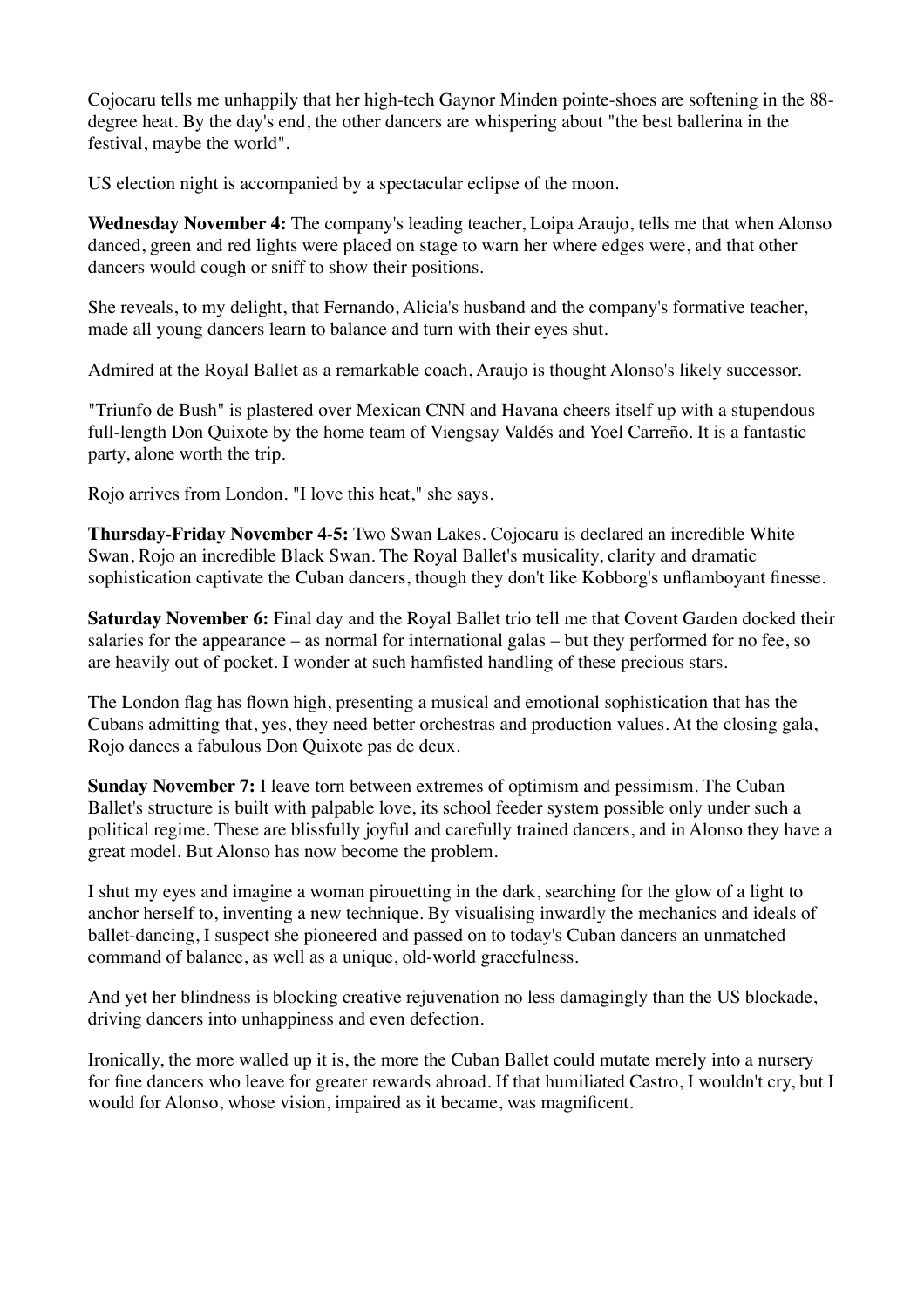Cojocaru tells me unhappily that her high-tech Gaynor Minden pointe-shoes are softening in the 88-degree heat. By the day's end, the other dancers are whispering about "the best ballerina in the festival, maybe the world".

US election night is accompanied by a spectacular eclipse of the moon.

**Wednesday November 4:** The company's leading teacher, Loipa Araujo, tells me that when Alonso danced, green and red lights were placed on stage to warn her where edges were, and that other dancers would cough or sniff to show their positions.

She reveals, to my delight, that Fernando, Alicia's husband and the company's formative teacher, made all young dancers learn to balance and turn with their eyes shut.

Admired at the Royal Ballet as a remarkable coach, Araujo is thought Alonso's likely successor.

"Triunfo de Bush" is plastered over Mexican CNN and Havana cheers itself up with a stupendous full-length Don Quixote by the home team of Viengsay Valdés and Yoel Carreño. It is a fantastic party, alone worth the trip.

Rojo arrives from London. "I love this heat," she says.

**Thursday-Friday November 4-5:** Two Swan Lakes. Cojocaru is declared an incredible White Swan, Rojo an incredible Black Swan. The Royal Ballet's musicality, clarity and dramatic sophistication captivate the Cuban dancers, though they don't like Kobborg's unflamboyant finesse.

**Saturday November 6:** Final day and the Royal Ballet trio tell me that Covent Garden docked their salaries for the appearance – as normal for international galas – but they performed for no fee, so are heavily out of pocket. I wonder at such hamfisted handling of these precious stars.

The London flag has flown high, presenting a musical and emotional sophistication that has the Cubans admitting that, yes, they need better orchestras and production values. At the closing gala, Rojo dances a fabulous Don Quixote pas de deux.

**Sunday November 7:** I leave torn between extremes of optimism and pessimism. The Cuban Ballet's structure is built with palpable love, its school feeder system possible only under such a political regime. These are blissfully joyful and carefully trained dancers, and in Alonso they have a great model. But Alonso has now become the problem.

I shut my eyes and imagine a woman pirouetting in the dark, searching for the glow of a light to anchor herself to, inventing a new technique. By visualising inwardly the mechanics and ideals of ballet-dancing, I suspect she pioneered and passed on to today's Cuban dancers an unmatched command of balance, as well as a unique, old-world gracefulness.

And yet her blindness is blocking creative rejuvenation no less damagingly than the US blockade, driving dancers into unhappiness and even defection.

Ironically, the more walled up it is, the more the Cuban Ballet could mutate merely into a nursery for fine dancers who leave for greater rewards abroad. If that humiliated Castro, I wouldn't cry, but I would for Alonso, whose vision, impaired as it became, was magnificent.